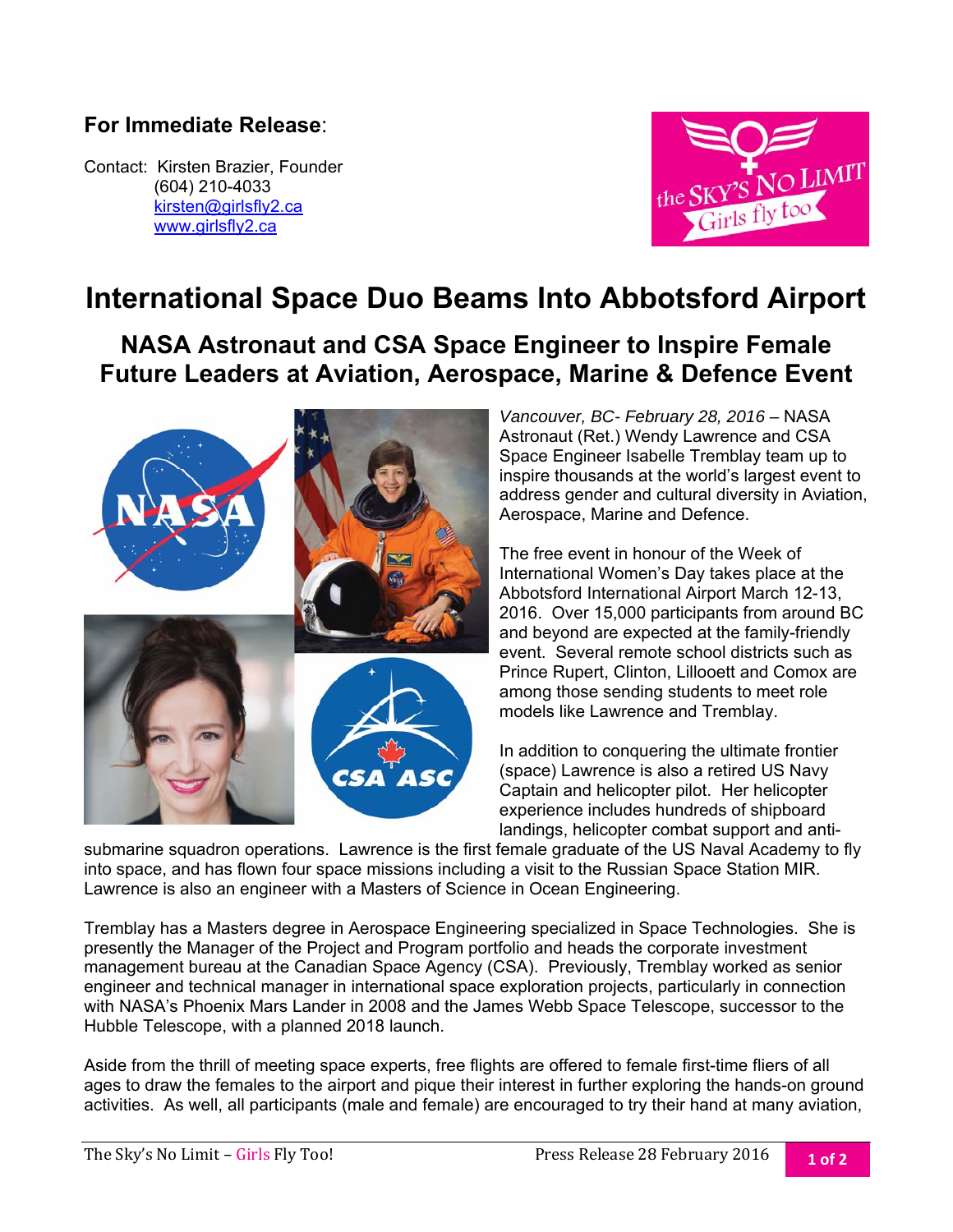**For Immediate Release**:

Contact: Kirsten Brazier, Founder
(604) 210-4033
kirsten@girlsfly2.ca
www.girlsfly2.ca

# International Space Duo Beams Into Abbotsford Airport

## NASA Astronaut and CSA Space Engineer to Inspire Female Future Leaders at Aviation, Aerospace, Marine & Defence Event

*Vancouver, BC- February 28, 2016* – NASA Astronaut (Ret.) Wendy Lawrence and CSA Space Engineer Isabelle Tremblay team up to inspire thousands at the world's largest event to address gender and cultural diversity in Aviation, Aerospace, Marine and Defence.

The free event in honour of the Week of International Women's Day takes place at the Abbotsford International Airport March 12-13, 2016. Over 15,000 participants from around BC and beyond are expected at the family-friendly event. Several remote school districts such as Prince Rupert, Clinton, Lillooett and Comox are among those sending students to meet role models like Lawrence and Tremblay.

In addition to conquering the ultimate frontier (space) Lawrence is also a retired US Navy Captain and helicopter pilot. Her helicopter experience includes hundreds of shipboard landings, helicopter combat support and anti-submarine squadron operations. Lawrence is the first female graduate of the US Naval Academy to fly into space, and has flown four space missions including a visit to the Russian Space Station MIR. Lawrence is also an engineer with a Masters of Science in Ocean Engineering.

Tremblay has a Masters degree in Aerospace Engineering specialized in Space Technologies. She is presently the Manager of the Project and Program portfolio and heads the corporate investment management bureau at the Canadian Space Agency (CSA). Previously, Tremblay worked as senior engineer and technical manager in international space exploration projects, particularly in connection with NASA's Phoenix Mars Lander in 2008 and the James Webb Space Telescope, successor to the Hubble Telescope, with a planned 2018 launch.

Aside from the thrill of meeting space experts, free flights are offered to female first-time fliers of all ages to draw the females to the airport and pique their interest in further exploring the hands-on ground activities. As well, all participants (male and female) are encouraged to try their hand at many aviation,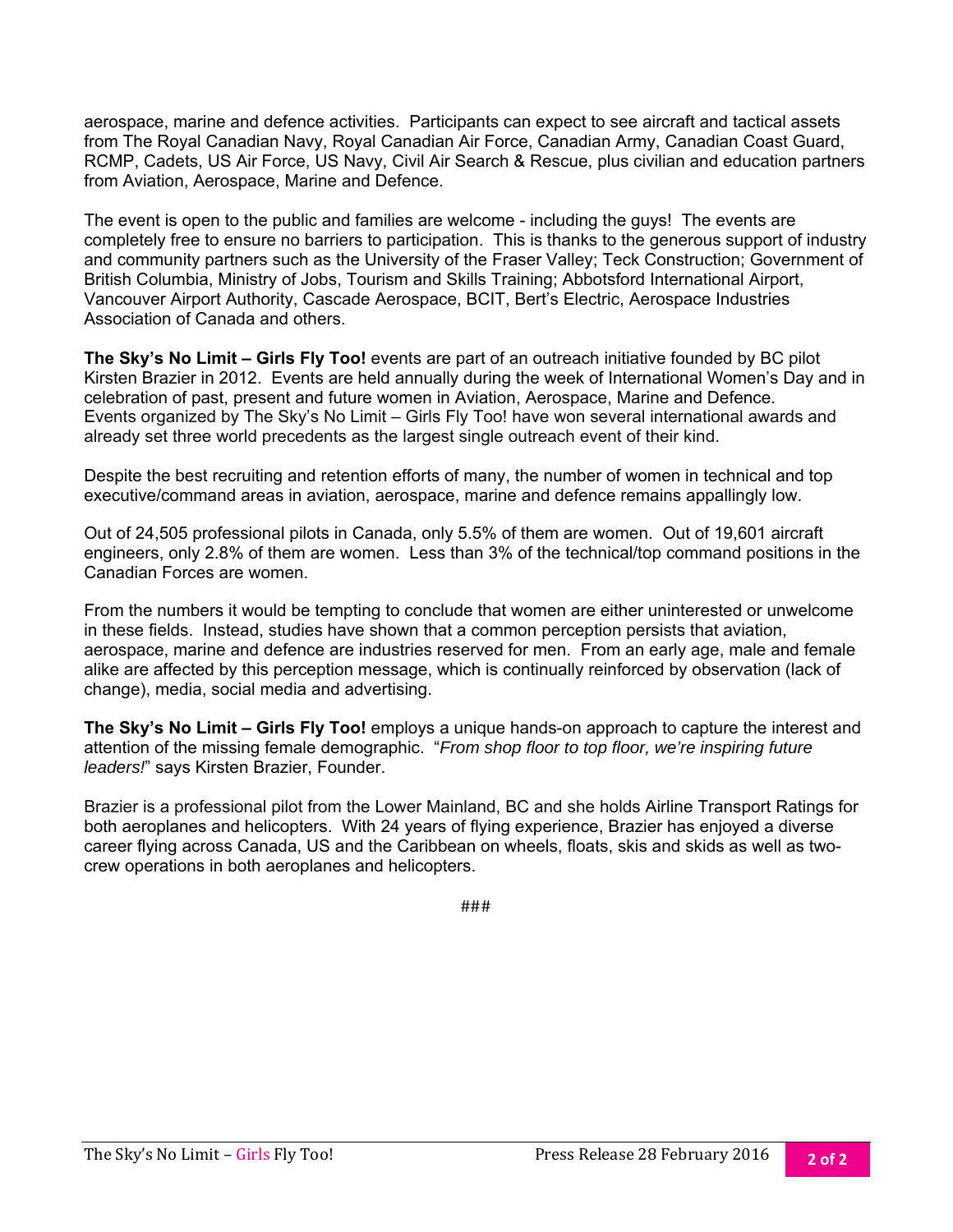aerospace, marine and defence activities.  Participants can expect to see aircraft and tactical assets from The Royal Canadian Navy, Royal Canadian Air Force, Canadian Army, Canadian Coast Guard, RCMP, Cadets, US Air Force, US Navy, Civil Air Search & Rescue, plus civilian and education partners from Aviation, Aerospace, Marine and Defence.

The event is open to the public and families are welcome - including the guys!  The events are completely free to ensure no barriers to participation.  This is thanks to the generous support of industry and community partners such as the University of the Fraser Valley; Teck Construction; Government of British Columbia, Ministry of Jobs, Tourism and Skills Training; Abbotsford International Airport, Vancouver Airport Authority, Cascade Aerospace, BCIT, Bert's Electric, Aerospace Industries Association of Canada and others.

**The Sky's No Limit – Girls Fly Too!** events are part of an outreach initiative founded by BC pilot Kirsten Brazier in 2012.  Events are held annually during the week of International Women's Day and in celebration of past, present and future women in Aviation, Aerospace, Marine and Defence. Events organized by The Sky's No Limit – Girls Fly Too! have won several international awards and already set three world precedents as the largest single outreach event of their kind.

Despite the best recruiting and retention efforts of many, the number of women in technical and top executive/command areas in aviation, aerospace, marine and defence remains appallingly low.

Out of 24,505 professional pilots in Canada, only 5.5% of them are women.  Out of 19,601 aircraft engineers, only 2.8% of them are women.  Less than 3% of the technical/top command positions in the Canadian Forces are women.

From the numbers it would be tempting to conclude that women are either uninterested or unwelcome in these fields.  Instead, studies have shown that a common perception persists that aviation, aerospace, marine and defence are industries reserved for men.  From an early age, male and female alike are affected by this perception message, which is continually reinforced by observation (lack of change), media, social media and advertising.

**The Sky's No Limit – Girls Fly Too!** employs a unique hands-on approach to capture the interest and attention of the missing female demographic.  "*From shop floor to top floor, we're inspiring future leaders!*" says Kirsten Brazier, Founder.

Brazier is a professional pilot from the Lower Mainland, BC and she holds Airline Transport Ratings for both aeroplanes and helicopters.  With 24 years of flying experience, Brazier has enjoyed a diverse career flying across Canada, US and the Caribbean on wheels, floats, skis and skids as well as two-crew operations in both aeroplanes and helicopters.

###